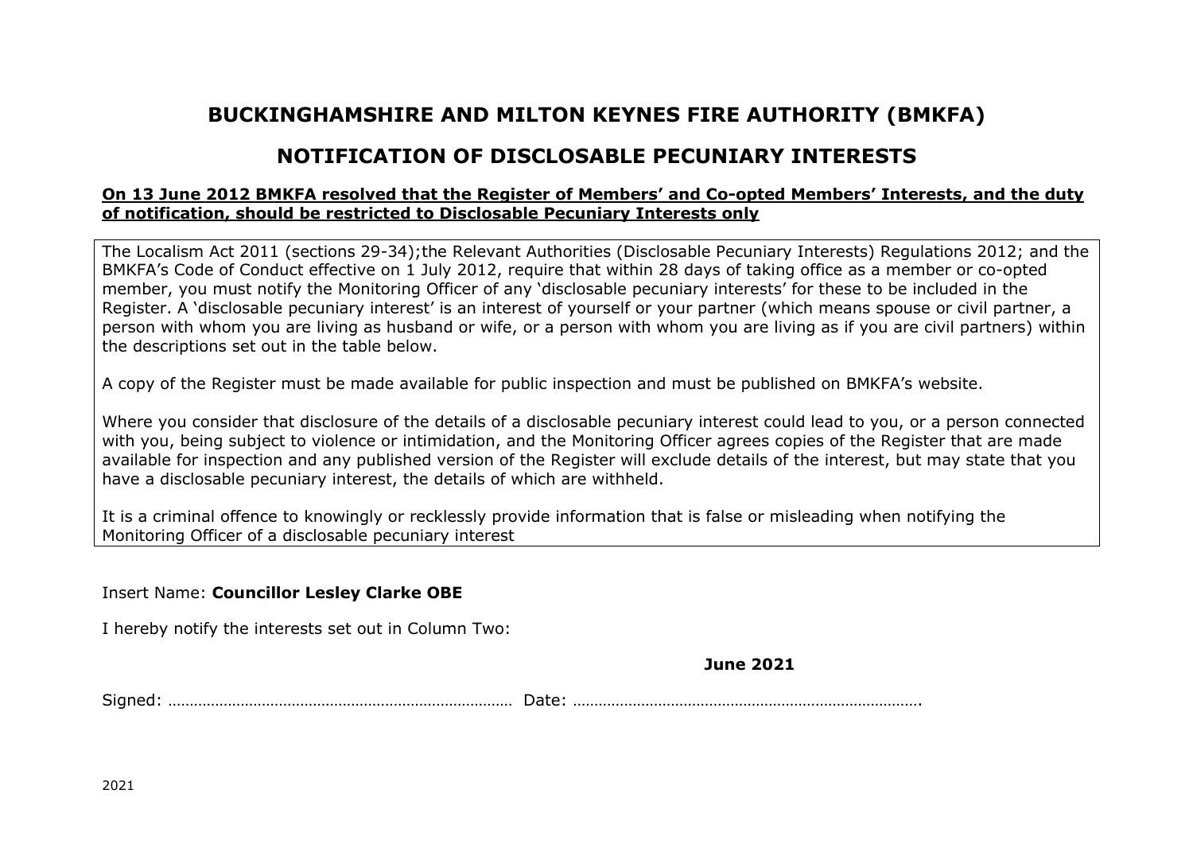# BUCKINGHAMSHIRE AND MILTON KEYNES FIRE AUTHORITY (BMKFA)

## NOTIFICATION OF DISCLOSABLE PECUNIARY INTERESTS

**On 13 June 2012 BMKFA resolved that the Register of Members' and Co-opted Members' Interests, and the duty of notification, should be restricted to Disclosable Pecuniary Interests only**

The Localism Act 2011 (sections 29-34);the Relevant Authorities (Disclosable Pecuniary Interests) Regulations 2012; and the BMKFA's Code of Conduct effective on 1 July 2012, require that within 28 days of taking office as a member or co-opted member, you must notify the Monitoring Officer of any 'disclosable pecuniary interests' for these to be included in the Register. A 'disclosable pecuniary interest' is an interest of yourself or your partner (which means spouse or civil partner, a person with whom you are living as husband or wife, or a person with whom you are living as if you are civil partners) within the descriptions set out in the table below.

A copy of the Register must be made available for public inspection and must be published on BMKFA's website.

Where you consider that disclosure of the details of a disclosable pecuniary interest could lead to you, or a person connected with you, being subject to violence or intimidation, and the Monitoring Officer agrees copies of the Register that are made available for inspection and any published version of the Register will exclude details of the interest, but may state that you have a disclosable pecuniary interest, the details of which are withheld.

It is a criminal offence to knowingly or recklessly provide information that is false or misleading when notifying the Monitoring Officer of a disclosable pecuniary interest

Insert Name: **Councillor Lesley Clarke OBE**

I hereby notify the interests set out in Column Two:

**June 2021**

Signed: ………………………………………………………………… Date: ………………………………………………………………………

2021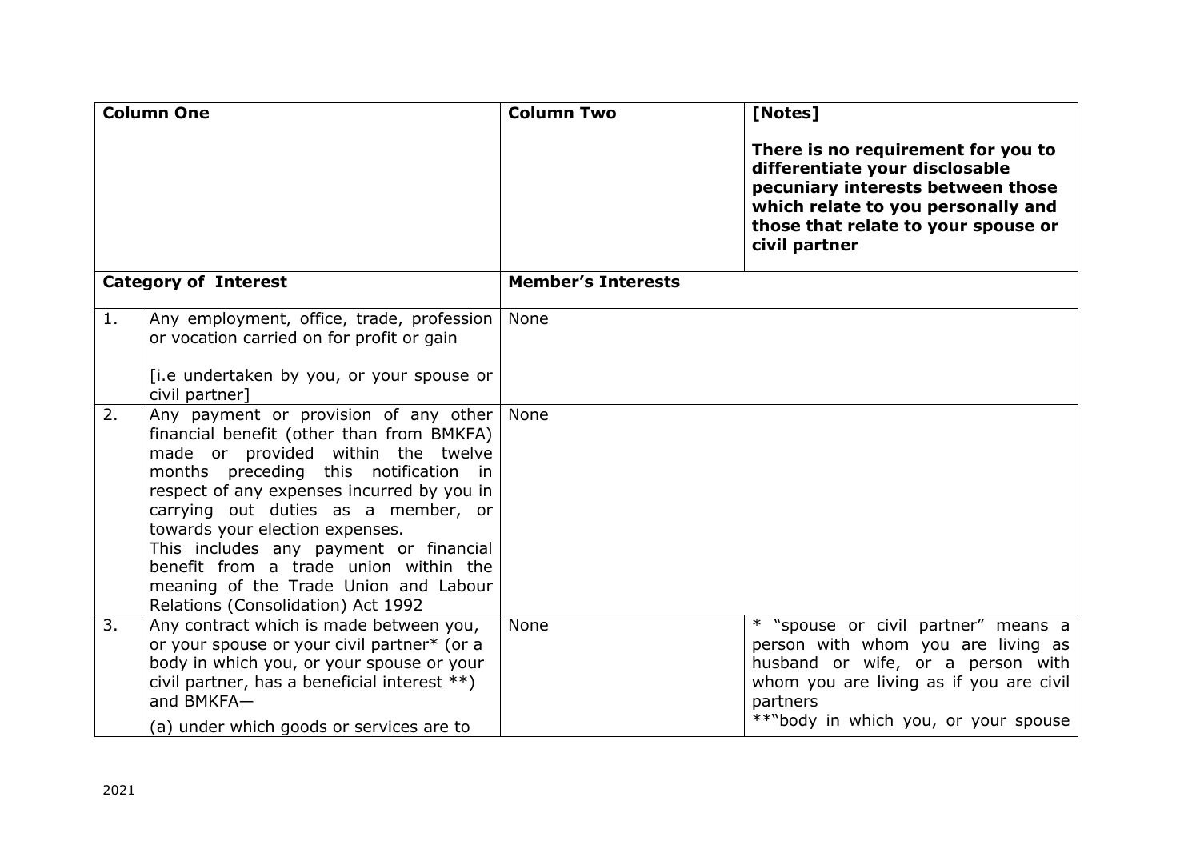| Column One | | Column Two | [Notes]<br><br>**There is no requirement for you to differentiate your disclosable pecuniary interests between those which relate to you personally and those that relate to your spouse or civil partner** |
|---|---|---|---|
| **Category of Interest** | | **Member's Interests** | |
| 1. | Any employment, office, trade, profession or vocation carried on for profit or gain<br><br>[i.e undertaken by you, or your spouse or civil partner] | None | |
| 2. | Any payment or provision of any other financial benefit (other than from BMKFA) made or provided within the twelve months preceding this notification in respect of any expenses incurred by you in carrying out duties as a member, or towards your election expenses.<br>This includes any payment or financial benefit from a trade union within the meaning of the Trade Union and Labour Relations (Consolidation) Act 1992 | None | |
| 3. | Any contract which is made between you, or your spouse or your civil partner* (or a body in which you, or your spouse or your civil partner, has a beneficial interest **) and BMKFA—<br>(a) under which goods or services are to | None | * "spouse or civil partner" means a person with whom you are living as husband or wife, or a person with whom you are living as if you are civil partners<br>**"body in which you, or your spouse |

2021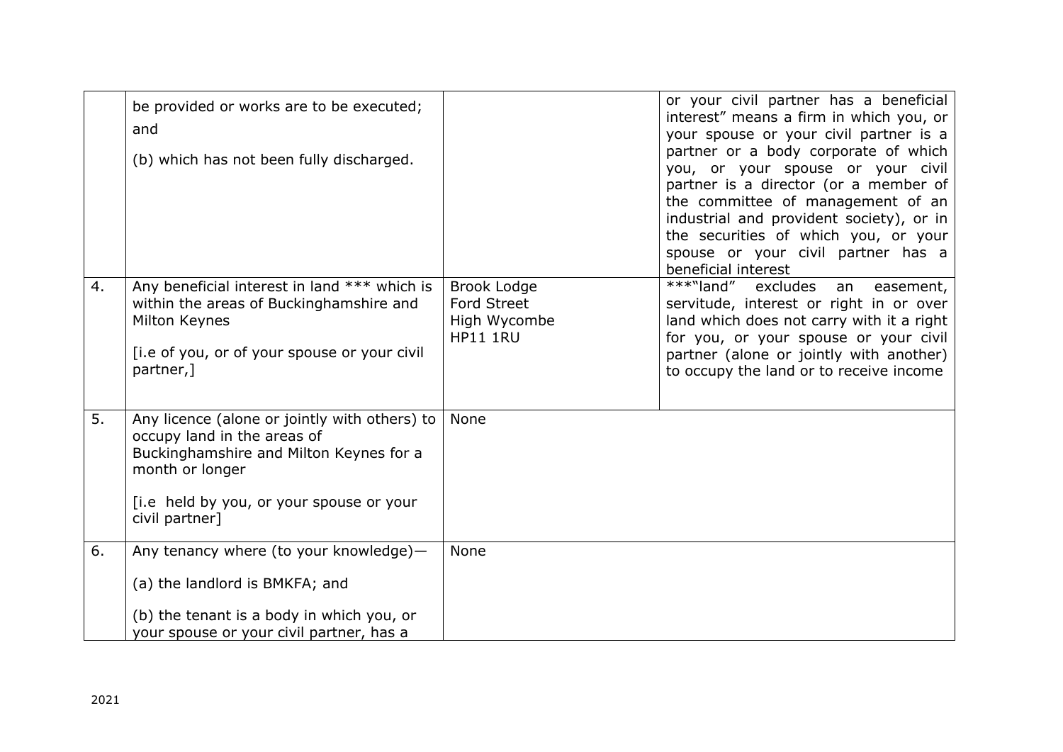| | | | |
|---|---|---|---|
| | be provided or works are to be executed; and<br><br>(b) which has not been fully discharged. | | or your civil partner has a beneficial interest" means a firm in which you, or your spouse or your civil partner is a partner or a body corporate of which you, or your spouse or your civil partner is a director (or a member of the committee of management of an industrial and provident society), or in the securities of which you, or your spouse or your civil partner has a beneficial interest |
| 4. | Any beneficial interest in land *** which is within the areas of Buckinghamshire and Milton Keynes<br><br>[i.e of you, or of your spouse or your civil partner,] | Brook Lodge<br>Ford Street<br>High Wycombe<br>HP11 1RU | ***"land" excludes an easement, servitude, interest or right in or over land which does not carry with it a right for you, or your spouse or your civil partner (alone or jointly with another) to occupy the land or to receive income |
| 5. | Any licence (alone or jointly with others) to occupy land in the areas of Buckinghamshire and Milton Keynes for a month or longer<br><br>[i.e held by you, or your spouse or your civil partner] | None | |
| 6. | Any tenancy where (to your knowledge)—<br><br>(a) the landlord is BMKFA; and<br><br>(b) the tenant is a body in which you, or your spouse or your civil partner, has a | None | |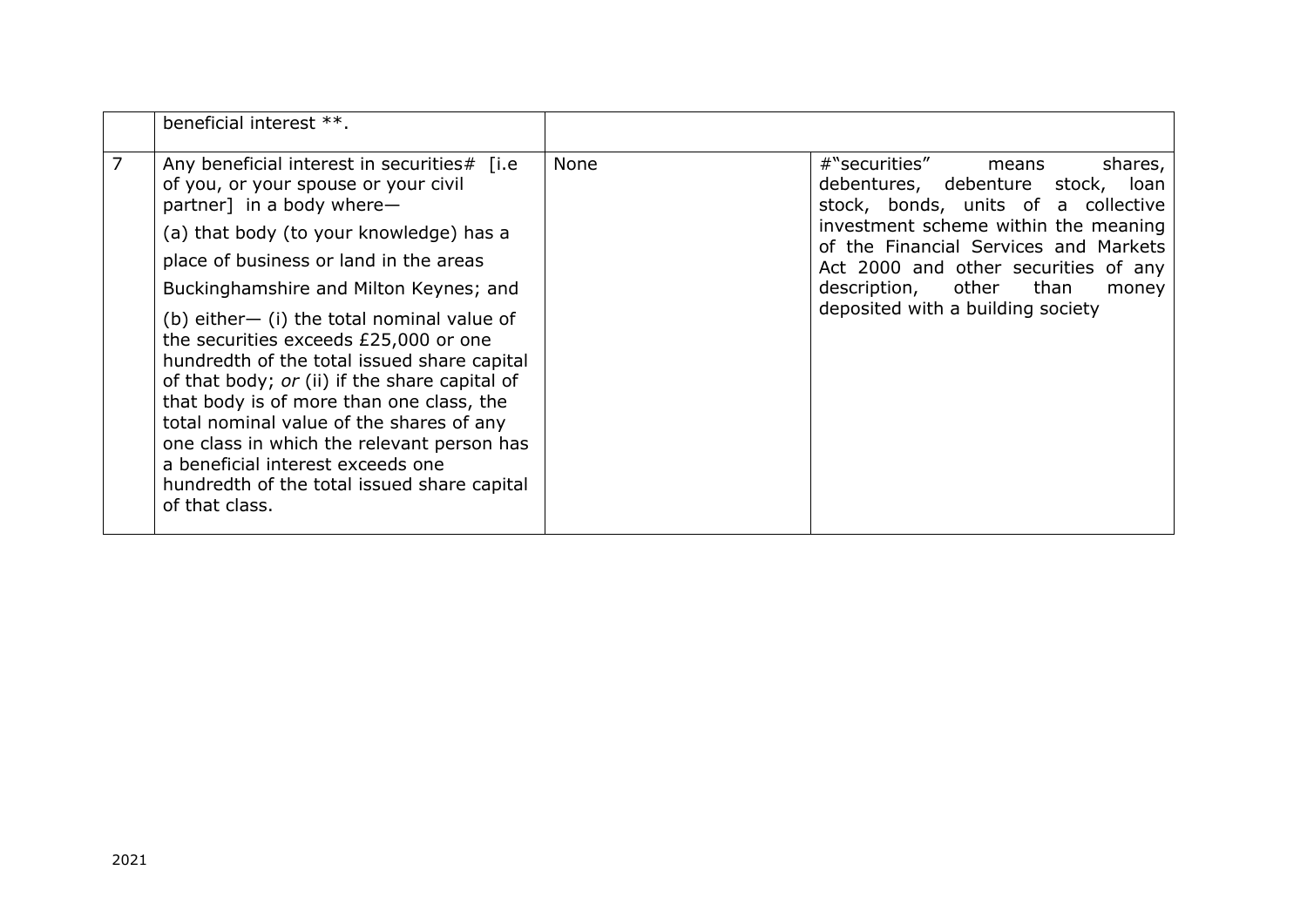| | | | |
|---|---|---|---|
| | beneficial interest **. | | |
| 7 | Any beneficial interest in securities# [i.e of you, or your spouse or your civil partner] in a body where—<br><br>(a) that body (to your knowledge) has a place of business or land in the areas Buckinghamshire and Milton Keynes; and<br><br>(b) either— (i) the total nominal value of the securities exceeds £25,000 or one hundredth of the total issued share capital of that body; *or* (ii) if the share capital of that body is of more than one class, the total nominal value of the shares of any one class in which the relevant person has a beneficial interest exceeds one hundredth of the total issued share capital of that class. | None | #"securities" means shares, debentures, debenture stock, loan stock, bonds, units of a collective investment scheme within the meaning of the Financial Services and Markets Act 2000 and other securities of any description, other than money deposited with a building society |

2021